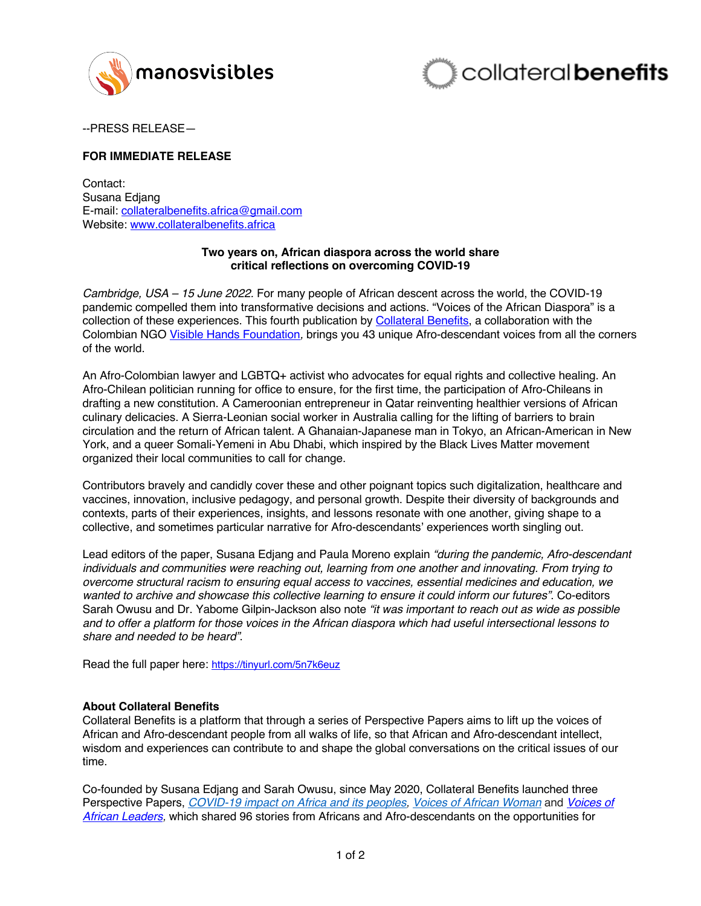manosvisibles

collateral**benefits**

--PRESS RELEASE—

**FOR IMMEDIATE RELEASE**

Contact:
Susana Edjang
E-mail: [collateralbenefits.africa@gmail.com](mailto:collateralbenefits.africa@gmail.com)
Website: [www.collateralbenefits.africa](http://www.collateralbenefits.africa)

**Two years on, African diaspora across the world share critical reflections on overcoming COVID-19**

*Cambridge, USA – 15 June 2022.* For many people of African descent across the world, the COVID-19 pandemic compelled them into transformative decisions and actions. "Voices of the African Diaspora" is a collection of these experiences. This fourth publication by [Collateral Benefits](http://www.collateralbenefits.africa), a collaboration with the Colombian NGO [Visible Hands Foundation](#), brings you 43 unique Afro-descendant voices from all the corners of the world.

An Afro-Colombian lawyer and LGBTQ+ activist who advocates for equal rights and collective healing. An Afro-Chilean politician running for office to ensure, for the first time, the participation of Afro-Chileans in drafting a new constitution. A Cameroonian entrepreneur in Qatar reinventing healthier versions of African culinary delicacies. A Sierra-Leonian social worker in Australia calling for the lifting of barriers to brain circulation and the return of African talent. A Ghanaian-Japanese man in Tokyo, an African-American in New York, and a queer Somali-Yemeni in Abu Dhabi, which inspired by the Black Lives Matter movement organized their local communities to call for change.

Contributors bravely and candidly cover these and other poignant topics such digitalization, healthcare and vaccines, innovation, inclusive pedagogy, and personal growth. Despite their diversity of backgrounds and contexts, parts of their experiences, insights, and lessons resonate with one another, giving shape to a collective, and sometimes particular narrative for Afro-descendants' experiences worth singling out.

Lead editors of the paper, Susana Edjang and Paula Moreno explain *"during the pandemic, Afro-descendant individuals and communities were reaching out, learning from one another and innovating. From trying to overcome structural racism to ensuring equal access to vaccines, essential medicines and education, we wanted to archive and showcase this collective learning to ensure it could inform our futures".* Co-editors Sarah Owusu and Dr. Yabome Gilpin-Jackson also note *"it was important to reach out as wide as possible and to offer a platform for those voices in the African diaspora which had useful intersectional lessons to share and needed to be heard".*

Read the full paper here: [https://tinyurl.com/5n7k6euz](https://tinyurl.com/5n7k6euz)

**About Collateral Benefits**

Collateral Benefits is a platform that through a series of Perspective Papers aims to lift up the voices of African and Afro-descendant people from all walks of life, so that African and Afro-descendant intellect, wisdom and experiences can contribute to and shape the global conversations on the critical issues of our time.

Co-founded by Susana Edjang and Sarah Owusu, since May 2020, Collateral Benefits launched three Perspective Papers, [*COVID-19 impact on Africa and its peoples*](#), [*Voices of African Woman*](#) and [*Voices of African Leaders*](#), which shared 96 stories from Africans and Afro-descendants on the opportunities for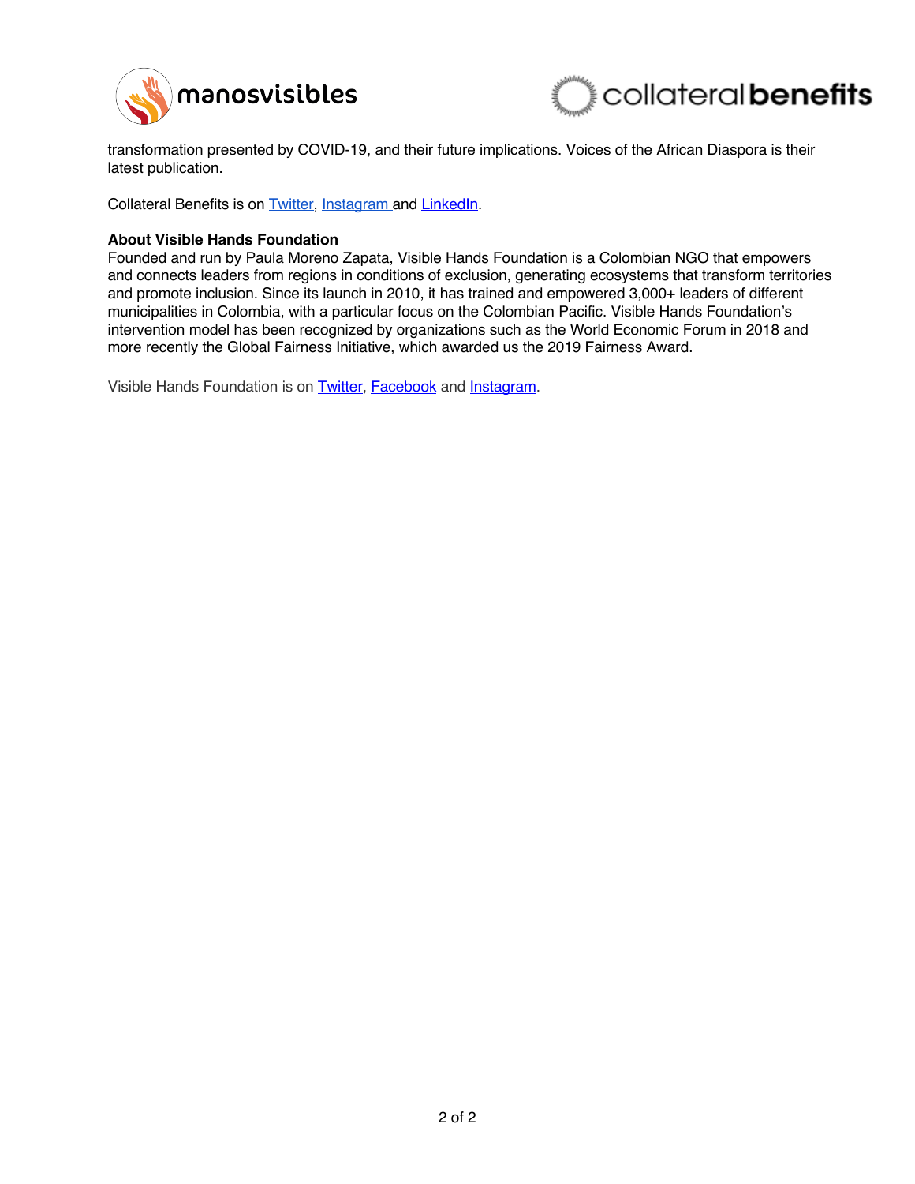transformation presented by COVID-19, and their future implications. Voices of the African Diaspora is their latest publication.

Collateral Benefits is on Twitter, Instagram and LinkedIn.

**About Visible Hands Foundation**
Founded and run by Paula Moreno Zapata, Visible Hands Foundation is a Colombian NGO that empowers and connects leaders from regions in conditions of exclusion, generating ecosystems that transform territories and promote inclusion. Since its launch in 2010, it has trained and empowered 3,000+ leaders of different municipalities in Colombia, with a particular focus on the Colombian Pacific. Visible Hands Foundation's intervention model has been recognized by organizations such as the World Economic Forum in 2018 and more recently the Global Fairness Initiative, which awarded us the 2019 Fairness Award.

Visible Hands Foundation is on Twitter, Facebook and Instagram.